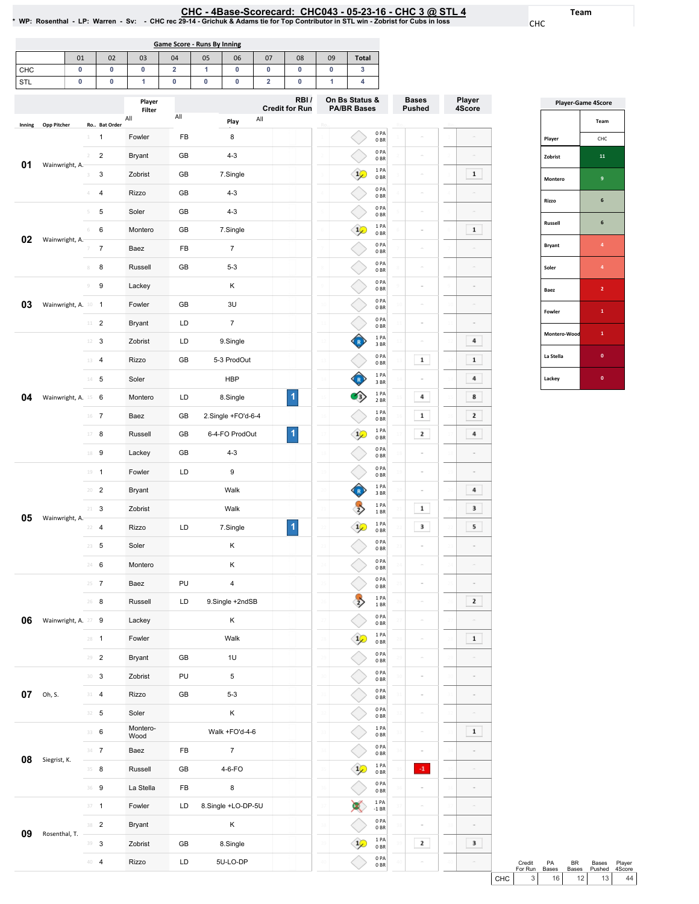# CHC - 4Base-Scorecard: CHC043 - 05-23-16 - CHC 3 @ STL 4

* WP: Rosenthal - LP: Warren - Sv: - CHC rec 29-14 - Grichuk & Adams tie for Top Contributor in STL win - Zobrist for Cubs in loss

Team: CHC

## Game Score - Runs By Inning

| | 01 | 02 | 03 | 04 | 05 | 06 | 07 | 08 | 09 | Total |
|---|---|---|---|---|---|---|---|---|---|---|
| CHC | 0 | 0 | 0 | 2 | 1 | 0 | 0 | 0 | 0 | 3 |
| STL | 0 | 0 | 1 | 0 | 0 | 0 | 2 | 0 | 1 | 4 |

| Inning | Opp Pitcher | Ro.. | Bat Order | Player | | Play | RBI / Credit for Run | On Bs Status & PA/BR Bases | Bases Pushed | Player 4Score |
|---|---|---|---|---|---|---|---|---|---|---|
| 01 | Wainwright, A. | 1 | 1 | Fowler | FB | 8 | | 0 PA 0 BR | - | - |
| | | 2 | 2 | Bryant | GB | 4-3 | | 0 PA 0 BR | - | - |
| | | 3 | 3 | Zobrist | GB | 7.Single | | 1 PA 0 BR | - | 1 |
| | | 4 | 4 | Rizzo | GB | 4-3 | | 0 PA 0 BR | - | - |
| 02 | Wainwright, A. | 5 | 5 | Soler | GB | 4-3 | | 0 PA 0 BR | - | - |
| | | 6 | 6 | Montero | GB | 7.Single | | 1 PA 0 BR | - | 1 |
| | | 7 | 7 | Baez | FB | 7 | | 0 PA 0 BR | - | - |
| | | 8 | 8 | Russell | GB | 5-3 | | 0 PA 0 BR | - | - |
| 03 | Wainwright, A. | 9 | 9 | Lackey | | K | | 0 PA 0 BR | - | - |
| | | 10 | 1 | Fowler | GB | 3U | | 0 PA 0 BR | - | - |
| | | 11 | 2 | Bryant | LD | 7 | | 0 PA 0 BR | - | - |
| 04 | Wainwright, A. | 12 | 3 | Zobrist | LD | 9.Single | | 1 PA 3 BR | - | 4 |
| | | 13 | 4 | Rizzo | GB | 5-3 ProdOut | | 0 PA 0 BR | 1 | 1 |
| | | 14 | 5 | Soler | | HBP | | 1 PA 3 BR | - | 4 |
| | | 15 | 6 | Montero | LD | 8.Single | 1 | 1 PA 2 BR | 4 | 8 |
| | | 16 | 7 | Baez | GB | 2.Single +FO'd-6-4 | | 1 PA 0 BR | 1 | 2 |
| | | 17 | 8 | Russell | GB | 6-4-FO ProdOut | 1 | 1 PA 0 BR | 2 | 4 |
| | | 18 | 9 | Lackey | GB | 4-3 | | 0 PA 0 BR | - | - |
| 05 | Wainwright, A. | 19 | 1 | Fowler | LD | 9 | | 0 PA 0 BR | - | - |
| | | 20 | 2 | Bryant | | Walk | | 1 PA 3 BR | - | 4 |
| | | 21 | 3 | Zobrist | | Walk | | 1 PA 1 BR | 1 | 3 |
| | | 22 | 4 | Rizzo | LD | 7.Single | 1 | 1 PA 0 BR | 3 | 5 |
| | | 23 | 5 | Soler | | K | | 0 PA 0 BR | - | - |
| | | 24 | 6 | Montero | | K | | 0 PA 0 BR | - | - |
| 06 | Wainwright, A. | 25 | 7 | Baez | PU | 4 | | 0 PA 0 BR | - | - |
| | | 26 | 8 | Russell | LD | 9.Single +2ndSB | | 1 PA 1 BR | - | 2 |
| | | 27 | 9 | Lackey | | K | | 0 PA 0 BR | - | - |
| | | 28 | 1 | Fowler | | Walk | | 1 PA 0 BR | - | 1 |
| | | 29 | 2 | Bryant | GB | 1U | | 0 PA 0 BR | - | - |
| 07 | Oh, S. | 30 | 3 | Zobrist | PU | 5 | | 0 PA 0 BR | - | - |
| | | 31 | 4 | Rizzo | GB | 5-3 | | 0 PA 0 BR | - | - |
| | | 32 | 5 | Soler | | K | | 0 PA 0 BR | - | - |
| 08 | Siegrist, K. | 33 | 6 | Montero-Wood | | Walk +FO'd-4-6 | | 1 PA 0 BR | - | 1 |
| | | 34 | 7 | Baez | FB | 7 | | 0 PA 0 BR | - | - |
| | | 35 | 8 | Russell | GB | 4-6-FO | | 1 PA 0 BR | -1 | - |
| | | 36 | 9 | La Stella | FB | 8 | | 0 PA 0 BR | - | - |
| 09 | Rosenthal, T. | 37 | 1 | Fowler | LD | 8.Single +LO-DP-5U | | 1 PA -1 BR | - | - |
| | | 38 | 2 | Bryant | | K | | 0 PA 0 BR | - | - |
| | | 39 | 3 | Zobrist | GB | 8.Single | | 1 PA 0 BR | 2 | 3 |
| | | 40 | 4 | Rizzo | LD | 5U-LO-DP | | 0 PA 0 BR | - | - |

| | Credit For Run | PA Bases | BR Bases | Bases Pushed | Player 4Score |
|---|---|---|---|---|---|
| CHC | 3 | 16 | 12 | 13 | 44 |

## Player-Game 4Score

| Player | CHC |
|---|---|
| Zobrist | 11 |
| Montero | 9 |
| Rizzo | 6 |
| Russell | 6 |
| Bryant | 4 |
| Soler | 4 |
| Baez | 2 |
| Fowler | 1 |
| Montero-Wood | 1 |
| La Stella | 0 |
| Lackey | 0 |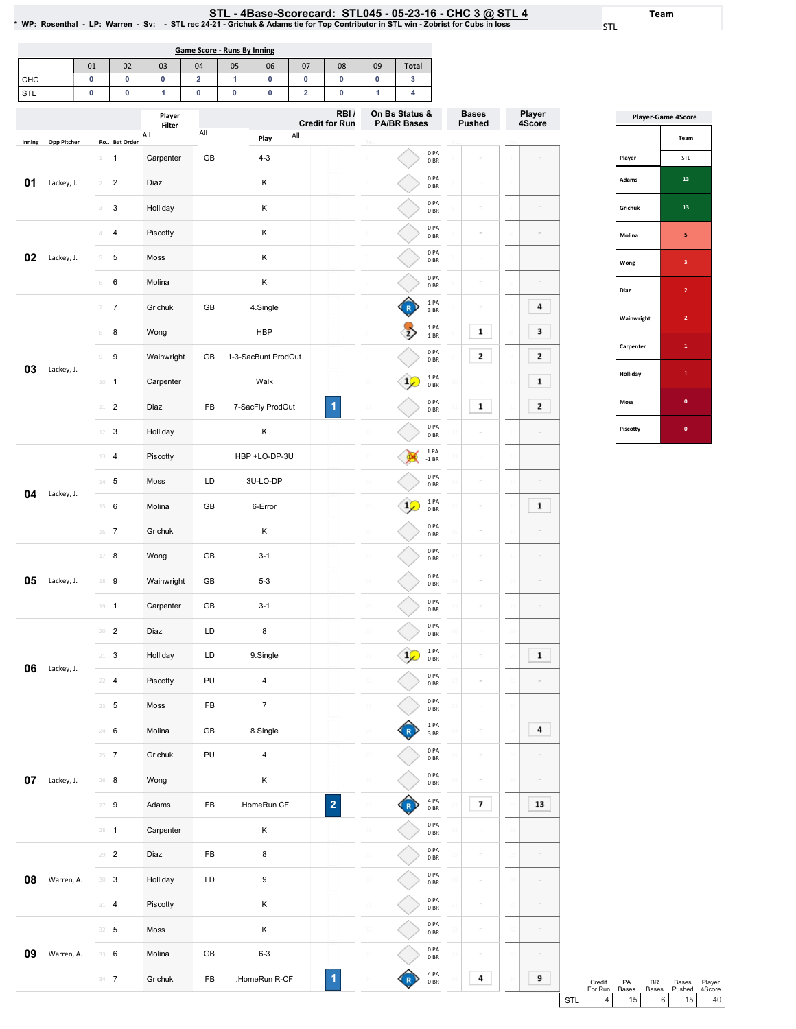# STL - 4Base-Scorecard: STL045 - 05-23-16 - CHC 3 @ STL 4

\* WP: Rosenthal - LP: Warren - Sv: - STL rec 24-21 - Grichuk & Adams tie for Top Contributor in STL win - Zobrist for Cubs in loss

Team: STL

## Game Score - Runs By Inning

| | 01 | 02 | 03 | 04 | 05 | 06 | 07 | 08 | 09 | Total |
|---|---|---|---|---|---|---|---|---|---|---|
| CHC | 0 | 0 | 0 | 2 | 1 | 0 | 0 | 0 | 0 | 3 |
| STL | 0 | 0 | 1 | 0 | 0 | 0 | 2 | 0 | 1 | 4 |

| Inning | Opp Pitcher | Ro.. | Bat Order | Player | | Play | RBI / Credit for Run | On Bs Status & PA/BR Bases | Bases Pushed | Player 4Score |
|---|---|---|---|---|---|---|---|---|---|---|
| 01 | Lackey, J. | 1 | 1 | Carpenter | GB | 4-3 | | 0 PA 0 BR | | |
| | | 2 | 2 | Diaz | | K | | 0 PA 0 BR | | |
| | | 3 | 3 | Holliday | | K | | 0 PA 0 BR | | |
| 02 | Lackey, J. | 4 | 4 | Piscotty | | K | | 0 PA 0 BR | | |
| | | 5 | 5 | Moss | | K | | 0 PA 0 BR | | |
| | | 6 | 6 | Molina | | K | | 0 PA 0 BR | | |
| 03 | Lackey, J. | 7 | 7 | Grichuk | GB | 4.Single | | 1 PA 3 BR | | 4 |
| | | 8 | 8 | Wong | | HBP | | 1 PA 1 BR | 1 | 3 |
| | | 9 | 9 | Wainwright | GB | 1-3-SacBunt ProdOut | | 0 PA 0 BR | 2 | 2 |
| | | 10 | 1 | Carpenter | | Walk | | 1 PA 0 BR | | 1 |
| | | 11 | 2 | Diaz | FB | 7-SacFly ProdOut | 1 | 0 PA 0 BR | 1 | 2 |
| | | 12 | 3 | Holliday | | K | | 0 PA 0 BR | | |
| 04 | Lackey, J. | 13 | 4 | Piscotty | | HBP +LO-DP-3U | | 1 PA -1 BR | | |
| | | 14 | 5 | Moss | LD | 3U-LO-DP | | 0 PA 0 BR | | |
| | | 15 | 6 | Molina | GB | 6-Error | | 1 PA 0 BR | | 1 |
| | | 16 | 7 | Grichuk | | K | | 0 PA 0 BR | | |
| 05 | Lackey, J. | 17 | 8 | Wong | GB | 3-1 | | 0 PA 0 BR | | |
| | | 18 | 9 | Wainwright | GB | 5-3 | | 0 PA 0 BR | | |
| | | 19 | 1 | Carpenter | GB | 3-1 | | 0 PA 0 BR | | |
| 06 | Lackey, J. | 20 | 2 | Diaz | LD | 8 | | 0 PA 0 BR | | |
| | | 21 | 3 | Holliday | LD | 9.Single | | 1 PA 0 BR | | 1 |
| | | 22 | 4 | Piscotty | PU | 4 | | 0 PA 0 BR | | |
| | | 23 | 5 | Moss | FB | 7 | | 0 PA 0 BR | | |
| 07 | Lackey, J. | 24 | 6 | Molina | GB | 8.Single | | 1 PA 3 BR | | 4 |
| | | 25 | 7 | Grichuk | PU | 4 | | 0 PA 0 BR | | |
| | | 26 | 8 | Wong | | K | | 0 PA 0 BR | | |
| | | 27 | 9 | Adams | FB | .HomeRun CF | 2 | 4 PA 0 BR | 7 | 13 |
| | | 28 | 1 | Carpenter | | K | | 0 PA 0 BR | | |
| 08 | Warren, A. | 29 | 2 | Diaz | FB | 8 | | 0 PA 0 BR | | |
| | | 30 | 3 | Holliday | LD | 9 | | 0 PA 0 BR | | |
| | | 31 | 4 | Piscotty | | K | | 0 PA 0 BR | | |
| 09 | Warren, A. | 32 | 5 | Moss | | K | | 0 PA 0 BR | | |
| | | 33 | 6 | Molina | GB | 6-3 | | 0 PA 0 BR | | |
| | | 34 | 7 | Grichuk | FB | .HomeRun R-CF | 1 | 4 PA 0 BR | 4 | 9 |

## Player-Game 4Score

| Player | STL |
|---|---|
| Adams | 13 |
| Grichuk | 13 |
| Molina | 5 |
| Wong | 3 |
| Diaz | 2 |
| Wainwright | 2 |
| Carpenter | 1 |
| Holliday | 1 |
| Moss | 0 |
| Piscotty | 0 |

| | Credit For Run | PA Bases | BR Bases | Bases Pushed | Player 4Score |
|---|---|---|---|---|---|
| STL | 4 | 15 | 6 | 15 | 40 |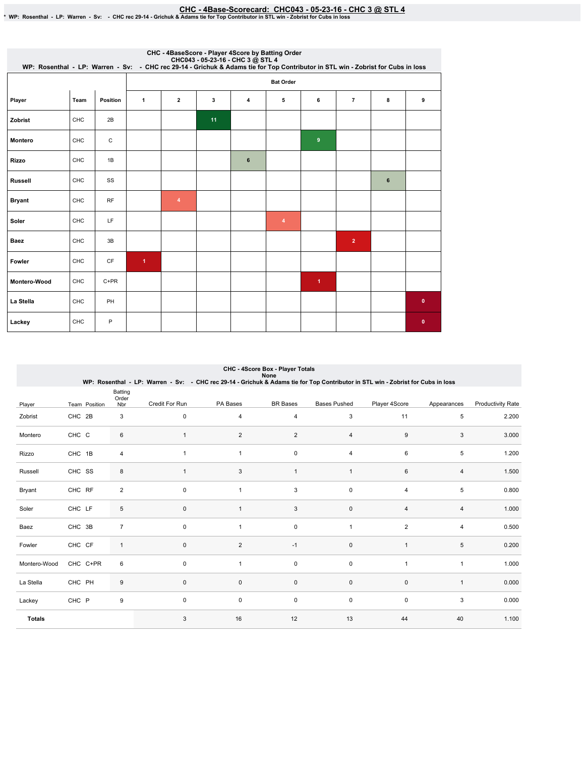# CHC - 4Base-Scorecard: CHC043 - 05-23-16 - CHC 3 @ STL 4

* WP: Rosenthal - LP: Warren - Sv: - CHC rec 29-14 - Grichuk & Adams tie for Top Contributor in STL win - Zobrist for Cubs in loss

## CHC - 4BaseScore - Player 4Score by Batting Order

CHC043 - 05-23-16 - CHC 3 @ STL 4

WP: Rosenthal - LP: Warren - Sv: - CHC rec 29-14 - Grichuk & Adams tie for Top Contributor in STL win - Zobrist for Cubs in loss

| | | | Bat Order | | | | | | | | |
|---|---|---|---|---|---|---|---|---|---|---|---|
| Player | Team | Position | 1 | 2 | 3 | 4 | 5 | 6 | 7 | 8 | 9 |
| Zobrist | CHC | 2B | | | 11 | | | | | | |
| Montero | CHC | C | | | | | | 9 | | | |
| Rizzo | CHC | 1B | | | | 6 | | | | | |
| Russell | CHC | SS | | | | | | | | 6 | |
| Bryant | CHC | RF | | 4 | | | | | | | |
| Soler | CHC | LF | | | | | 4 | | | | |
| Baez | CHC | 3B | | | | | | | 2 | | |
| Fowler | CHC | CF | 1 | | | | | | | | |
| Montero-Wood | CHC | C+PR | | | | | | 1 | | | |
| La Stella | CHC | PH | | | | | | | | | 0 |
| Lackey | CHC | P | | | | | | | | | 0 |

## CHC - 4Score Box - Player Totals

None

WP: Rosenthal - LP: Warren - Sv: - CHC rec 29-14 - Grichuk & Adams tie for Top Contributor in STL win - Zobrist for Cubs in loss

| Player | Team | Position | Batting Order Nbr | Credit For Run | PA Bases | BR Bases | Bases Pushed | Player 4Score | Appearances | Productivity Rate |
|---|---|---|---|---|---|---|---|---|---|---|
| Zobrist | CHC | 2B | 3 | 0 | 4 | 4 | 3 | 11 | 5 | 2.200 |
| Montero | CHC | C | 6 | 1 | 2 | 2 | 4 | 9 | 3 | 3.000 |
| Rizzo | CHC | 1B | 4 | 1 | 1 | 0 | 4 | 6 | 5 | 1.200 |
| Russell | CHC | SS | 8 | 1 | 3 | 1 | 1 | 6 | 4 | 1.500 |
| Bryant | CHC | RF | 2 | 0 | 1 | 3 | 0 | 4 | 5 | 0.800 |
| Soler | CHC | LF | 5 | 0 | 1 | 3 | 0 | 4 | 4 | 1.000 |
| Baez | CHC | 3B | 7 | 0 | 1 | 0 | 1 | 2 | 4 | 0.500 |
| Fowler | CHC | CF | 1 | 0 | 2 | -1 | 0 | 1 | 5 | 0.200 |
| Montero-Wood | CHC | C+PR | 6 | 0 | 1 | 0 | 0 | 1 | 1 | 1.000 |
| La Stella | CHC | PH | 9 | 0 | 0 | 0 | 0 | 0 | 1 | 0.000 |
| Lackey | CHC | P | 9 | 0 | 0 | 0 | 0 | 0 | 3 | 0.000 |
| **Totals** | | | | 3 | 16 | 12 | 13 | 44 | 40 | 1.100 |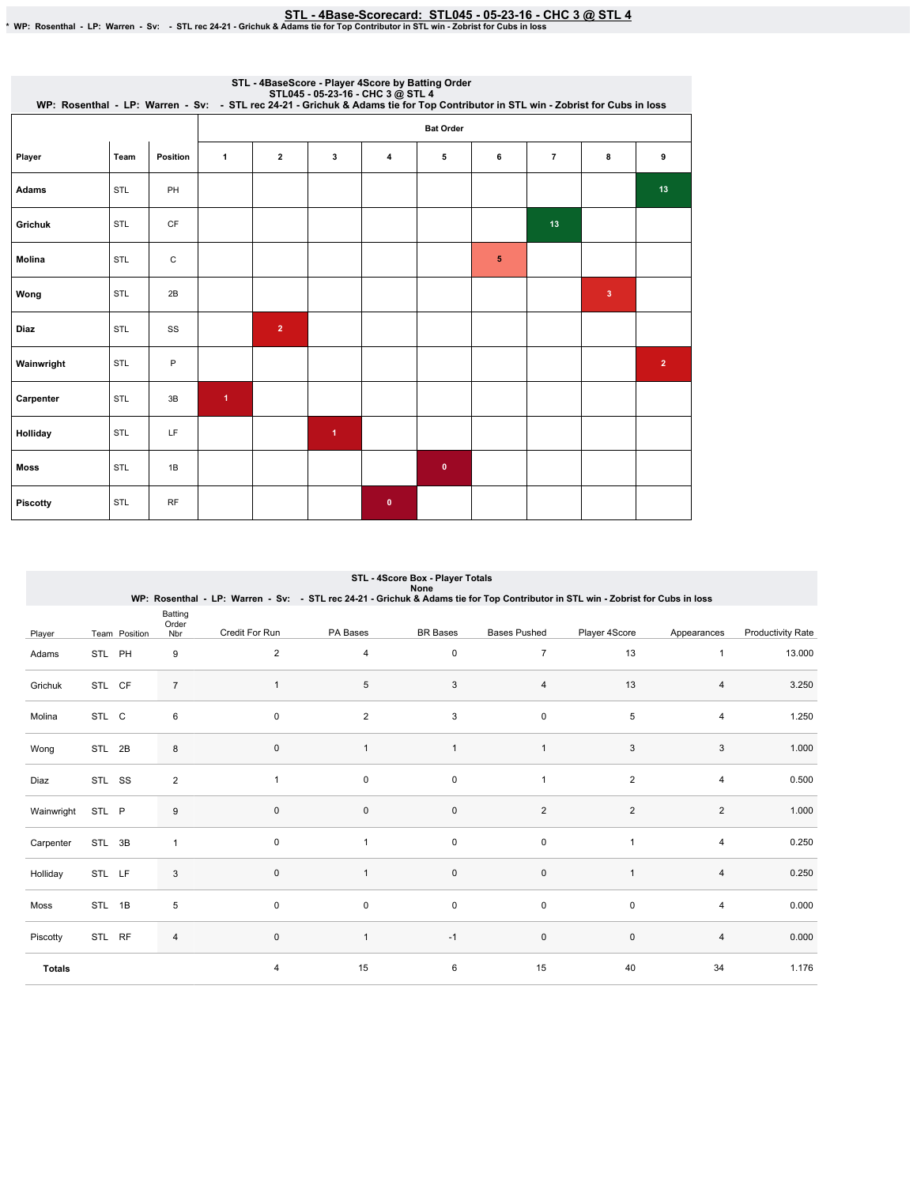# STL - 4Base-Scorecard: STL045 - 05-23-16 - CHC 3 @ STL 4

* WP: Rosenthal - LP: Warren - Sv: - STL rec 24-21 - Grichuk & Adams tie for Top Contributor in STL win - Zobrist for Cubs in loss

## STL - 4BaseScore - Player 4Score by Batting Order

STL045 - 05-23-16 - CHC 3 @ STL 4

WP: Rosenthal - LP: Warren - Sv: - STL rec 24-21 - Grichuk & Adams tie for Top Contributor in STL win - Zobrist for Cubs in loss

| Player | Team | Position | Bat Order 1 | 2 | 3 | 4 | 5 | 6 | 7 | 8 | 9 |
|---|---|---|---|---|---|---|---|---|---|---|---|
| Adams | STL | PH | | | | | | | | | 13 |
| Grichuk | STL | CF | | | | | | | 13 | | |
| Molina | STL | C | | | | | | 5 | | | |
| Wong | STL | 2B | | | | | | | | 3 | |
| Diaz | STL | SS | | 2 | | | | | | | |
| Wainwright | STL | P | | | | | | | | | 2 |
| Carpenter | STL | 3B | 1 | | | | | | | | |
| Holliday | STL | LF | | | 1 | | | | | | |
| Moss | STL | 1B | | | | | 0 | | | | |
| Piscotty | STL | RF | | | | 0 | | | | | |

## STL - 4Score Box - Player Totals

None

WP: Rosenthal - LP: Warren - Sv: - STL rec 24-21 - Grichuk & Adams tie for Top Contributor in STL win - Zobrist for Cubs in loss

| Player | Team | Position | Batting Order Nbr | Credit For Run | PA Bases | BR Bases | Bases Pushed | Player 4Score | Appearances | Productivity Rate |
|---|---|---|---|---|---|---|---|---|---|---|
| Adams | STL | PH | 9 | 2 | 4 | 0 | 7 | 13 | 1 | 13.000 |
| Grichuk | STL | CF | 7 | 1 | 5 | 3 | 4 | 13 | 4 | 3.250 |
| Molina | STL | C | 6 | 0 | 2 | 3 | 0 | 5 | 4 | 1.250 |
| Wong | STL | 2B | 8 | 0 | 1 | 1 | 1 | 3 | 3 | 1.000 |
| Diaz | STL | SS | 2 | 1 | 0 | 0 | 1 | 2 | 4 | 0.500 |
| Wainwright | STL | P | 9 | 0 | 0 | 0 | 2 | 2 | 2 | 1.000 |
| Carpenter | STL | 3B | 1 | 0 | 1 | 0 | 0 | 1 | 4 | 0.250 |
| Holliday | STL | LF | 3 | 0 | 1 | 0 | 0 | 1 | 4 | 0.250 |
| Moss | STL | 1B | 5 | 0 | 0 | 0 | 0 | 0 | 4 | 0.000 |
| Piscotty | STL | RF | 4 | 0 | 1 | -1 | 0 | 0 | 4 | 0.000 |
| **Totals** | | | | 4 | 15 | 6 | 15 | 40 | 34 | 1.176 |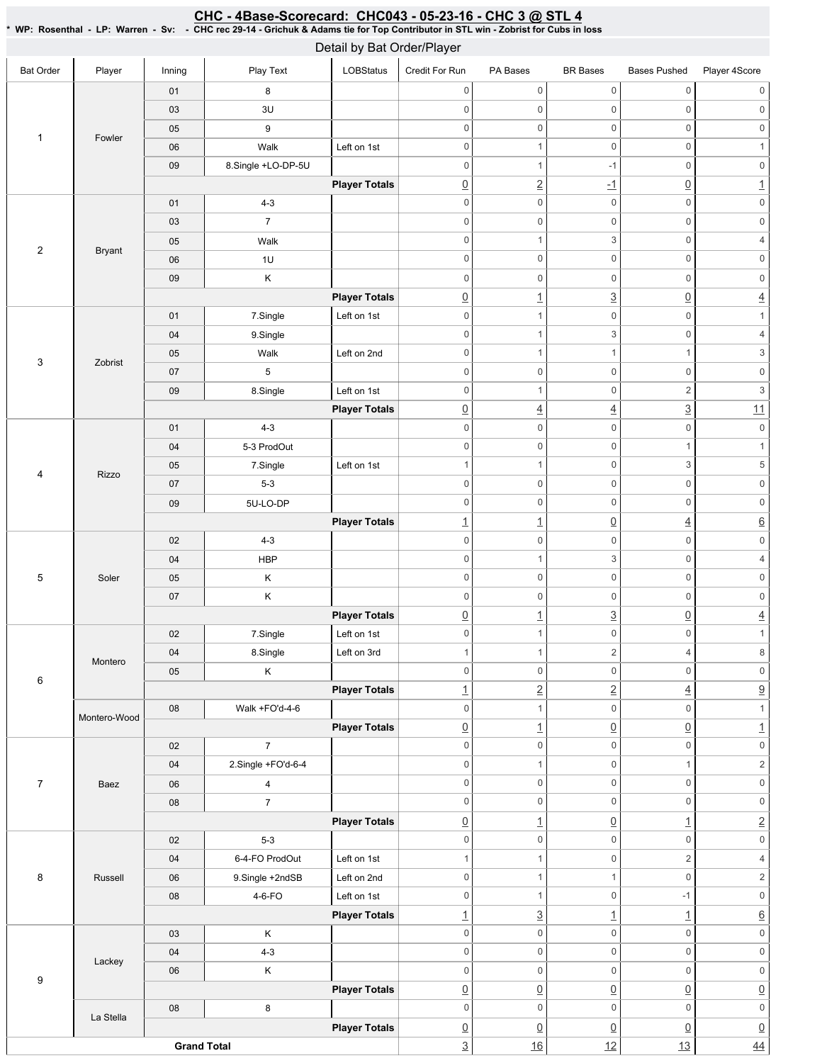# CHC - 4Base-Scorecard: CHC043 - 05-23-16 - CHC 3 @ STL 4

**\* WP: Rosenthal - LP: Warren - Sv: - CHC rec 29-14 - Grichuk & Adams tie for Top Contributor in STL win - Zobrist for Cubs in loss**

## Detail by Bat Order/Player

| Bat Order | Player | Inning | Play Text | LOBStatus | Credit For Run | PA Bases | BR Bases | Bases Pushed | Player 4Score |
|---|---|---|---|---|---|---|---|---|---|
| 1 | Fowler | 01 | 8 | | 0 | 0 | 0 | 0 | 0 |
| | | 03 | 3U | | 0 | 0 | 0 | 0 | 0 |
| | | 05 | 9 | | 0 | 0 | 0 | 0 | 0 |
| | | 06 | Walk | Left on 1st | 0 | 1 | 0 | 0 | 1 |
| | | 09 | 8.Single +LO-DP-5U | | 0 | 1 | -1 | 0 | 0 |
| | | | | **Player Totals** | 0 | 2 | -1 | 0 | 1 |
| 2 | Bryant | 01 | 4-3 | | 0 | 0 | 0 | 0 | 0 |
| | | 03 | 7 | | 0 | 0 | 0 | 0 | 0 |
| | | 05 | Walk | | 0 | 1 | 3 | 0 | 4 |
| | | 06 | 1U | | 0 | 0 | 0 | 0 | 0 |
| | | 09 | K | | 0 | 0 | 0 | 0 | 0 |
| | | | | **Player Totals** | 0 | 1 | 3 | 0 | 4 |
| 3 | Zobrist | 01 | 7.Single | Left on 1st | 0 | 1 | 0 | 0 | 1 |
| | | 04 | 9.Single | | 0 | 1 | 3 | 0 | 4 |
| | | 05 | Walk | Left on 2nd | 0 | 1 | 1 | 1 | 3 |
| | | 07 | 5 | | 0 | 0 | 0 | 0 | 0 |
| | | 09 | 8.Single | Left on 1st | 0 | 1 | 0 | 2 | 3 |
| | | | | **Player Totals** | 0 | 4 | 4 | 3 | 11 |
| 4 | Rizzo | 01 | 4-3 | | 0 | 0 | 0 | 0 | 0 |
| | | 04 | 5-3 ProdOut | | 0 | 0 | 0 | 1 | 1 |
| | | 05 | 7.Single | Left on 1st | 1 | 1 | 0 | 3 | 5 |
| | | 07 | 5-3 | | 0 | 0 | 0 | 0 | 0 |
| | | 09 | 5U-LO-DP | | 0 | 0 | 0 | 0 | 0 |
| | | | | **Player Totals** | 1 | 1 | 0 | 4 | 6 |
| 5 | Soler | 02 | 4-3 | | 0 | 0 | 0 | 0 | 0 |
| | | 04 | HBP | | 0 | 1 | 3 | 0 | 4 |
| | | 05 | K | | 0 | 0 | 0 | 0 | 0 |
| | | 07 | K | | 0 | 0 | 0 | 0 | 0 |
| | | | | **Player Totals** | 0 | 1 | 3 | 0 | 4 |
| 6 | Montero | 02 | 7.Single | Left on 1st | 0 | 1 | 0 | 0 | 1 |
| | | 04 | 8.Single | Left on 3rd | 1 | 1 | 2 | 4 | 8 |
| | | 05 | K | | 0 | 0 | 0 | 0 | 0 |
| | | | | **Player Totals** | 1 | 2 | 2 | 4 | 9 |
| | Montero-Wood | 08 | Walk +FO'd-4-6 | | 0 | 1 | 0 | 0 | 1 |
| | | | | **Player Totals** | 0 | 1 | 0 | 0 | 1 |
| 7 | Baez | 02 | 7 | | 0 | 0 | 0 | 0 | 0 |
| | | 04 | 2.Single +FO'd-6-4 | | 0 | 1 | 0 | 1 | 2 |
| | | 06 | 4 | | 0 | 0 | 0 | 0 | 0 |
| | | 08 | 7 | | 0 | 0 | 0 | 0 | 0 |
| | | | | **Player Totals** | 0 | 1 | 0 | 1 | 2 |
| 8 | Russell | 02 | 5-3 | | 0 | 0 | 0 | 0 | 0 |
| | | 04 | 6-4-FO ProdOut | Left on 1st | 1 | 1 | 0 | 2 | 4 |
| | | 06 | 9.Single +2ndSB | Left on 2nd | 0 | 1 | 1 | 0 | 2 |
| | | 08 | 4-6-FO | Left on 1st | 0 | 1 | 0 | -1 | 0 |
| | | | | **Player Totals** | 1 | 3 | 1 | 1 | 6 |
| 9 | Lackey | 03 | K | | 0 | 0 | 0 | 0 | 0 |
| | | 04 | 4-3 | | 0 | 0 | 0 | 0 | 0 |
| | | 06 | K | | 0 | 0 | 0 | 0 | 0 |
| | | | | **Player Totals** | 0 | 0 | 0 | 0 | 0 |
| | La Stella | 08 | 8 | | 0 | 0 | 0 | 0 | 0 |
| | | | | **Player Totals** | 0 | 0 | 0 | 0 | 0 |
| **Grand Total** | | | | | 3 | 16 | 12 | 13 | 44 |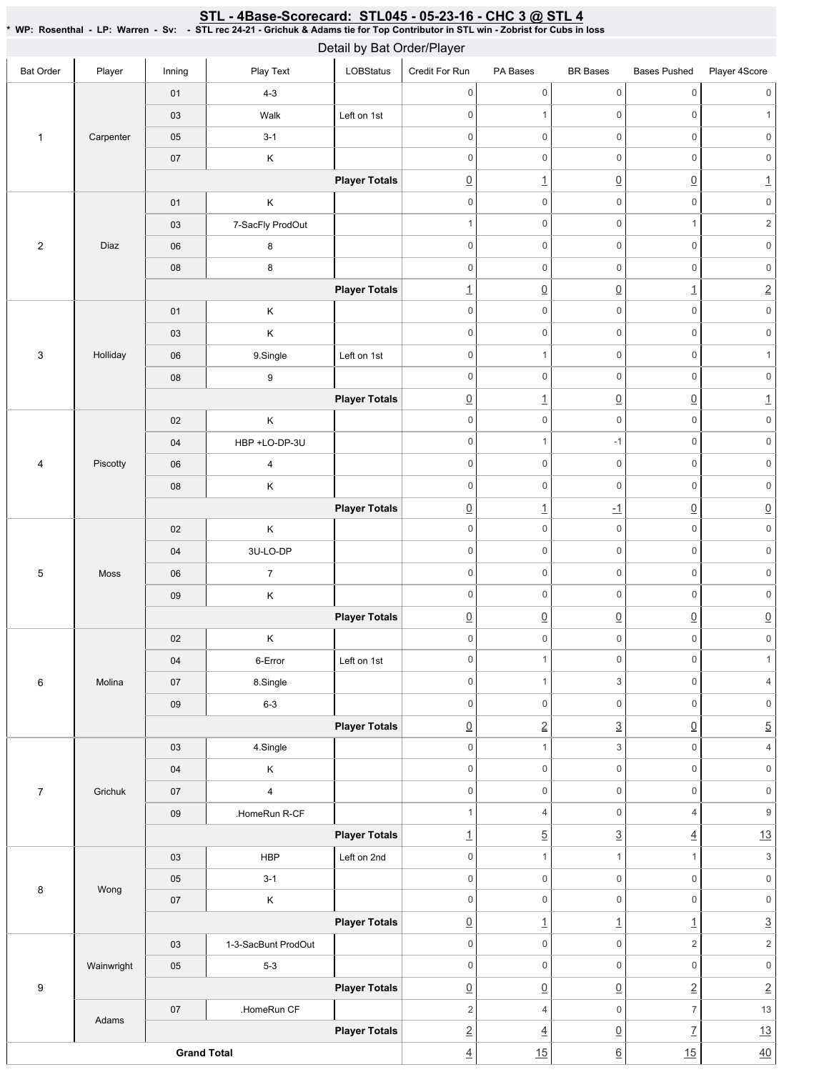# STL - 4Base-Scorecard: STL045 - 05-23-16 - CHC 3 @ STL 4

\* WP: Rosenthal - LP: Warren - Sv: - STL rec 24-21 - Grichuk & Adams tie for Top Contributor in STL win - Zobrist for Cubs in loss

## Detail by Bat Order/Player

| Bat Order | Player | Inning | Play Text | LOBStatus | Credit For Run | PA Bases | BR Bases | Bases Pushed | Player 4Score |
|---|---|---|---|---|---|---|---|---|---|
| 1 | Carpenter | 01 | 4-3 | | 0 | 0 | 0 | 0 | 0 |
| | | 03 | Walk | Left on 1st | 0 | 1 | 0 | 0 | 1 |
| | | 05 | 3-1 | | 0 | 0 | 0 | 0 | 0 |
| | | 07 | K | | 0 | 0 | 0 | 0 | 0 |
| | | | | **Player Totals** | 0 | 1 | 0 | 0 | 1 |
| 2 | Diaz | 01 | K | | 0 | 0 | 0 | 0 | 0 |
| | | 03 | 7-SacFly ProdOut | | 1 | 0 | 0 | 1 | 2 |
| | | 06 | 8 | | 0 | 0 | 0 | 0 | 0 |
| | | 08 | 8 | | 0 | 0 | 0 | 0 | 0 |
| | | | | **Player Totals** | 1 | 0 | 0 | 1 | 2 |
| 3 | Holliday | 01 | K | | 0 | 0 | 0 | 0 | 0 |
| | | 03 | K | | 0 | 0 | 0 | 0 | 0 |
| | | 06 | 9.Single | Left on 1st | 0 | 1 | 0 | 0 | 1 |
| | | 08 | 9 | | 0 | 0 | 0 | 0 | 0 |
| | | | | **Player Totals** | 0 | 1 | 0 | 0 | 1 |
| 4 | Piscotty | 02 | K | | 0 | 0 | 0 | 0 | 0 |
| | | 04 | HBP +LO-DP-3U | | 0 | 1 | -1 | 0 | 0 |
| | | 06 | 4 | | 0 | 0 | 0 | 0 | 0 |
| | | 08 | K | | 0 | 0 | 0 | 0 | 0 |
| | | | | **Player Totals** | 0 | 1 | -1 | 0 | 0 |
| 5 | Moss | 02 | K | | 0 | 0 | 0 | 0 | 0 |
| | | 04 | 3U-LO-DP | | 0 | 0 | 0 | 0 | 0 |
| | | 06 | 7 | | 0 | 0 | 0 | 0 | 0 |
| | | 09 | K | | 0 | 0 | 0 | 0 | 0 |
| | | | | **Player Totals** | 0 | 0 | 0 | 0 | 0 |
| 6 | Molina | 02 | K | | 0 | 0 | 0 | 0 | 0 |
| | | 04 | 6-Error | Left on 1st | 0 | 1 | 0 | 0 | 1 |
| | | 07 | 8.Single | | 0 | 1 | 3 | 0 | 4 |
| | | 09 | 6-3 | | 0 | 0 | 0 | 0 | 0 |
| | | | | **Player Totals** | 0 | 2 | 3 | 0 | 5 |
| 7 | Grichuk | 03 | 4.Single | | 0 | 1 | 3 | 0 | 4 |
| | | 04 | K | | 0 | 0 | 0 | 0 | 0 |
| | | 07 | 4 | | 0 | 0 | 0 | 0 | 0 |
| | | 09 | .HomeRun R-CF | | 1 | 4 | 0 | 4 | 9 |
| | | | | **Player Totals** | 1 | 5 | 3 | 4 | 13 |
| 8 | Wong | 03 | HBP | Left on 2nd | 0 | 1 | 1 | 1 | 3 |
| | | 05 | 3-1 | | 0 | 0 | 0 | 0 | 0 |
| | | 07 | K | | 0 | 0 | 0 | 0 | 0 |
| | | | | **Player Totals** | 0 | 1 | 1 | 1 | 3 |
| 9 | Wainwright | 03 | 1-3-SacBunt ProdOut | | 0 | 0 | 0 | 2 | 2 |
| | | 05 | 5-3 | | 0 | 0 | 0 | 0 | 0 |
| | | | | **Player Totals** | 0 | 0 | 0 | 2 | 2 |
| | Adams | 07 | .HomeRun CF | | 2 | 4 | 0 | 7 | 13 |
| | | | | **Player Totals** | 2 | 4 | 0 | 7 | 13 |
| **Grand Total** | | | | | 4 | 15 | 6 | 15 | 40 |